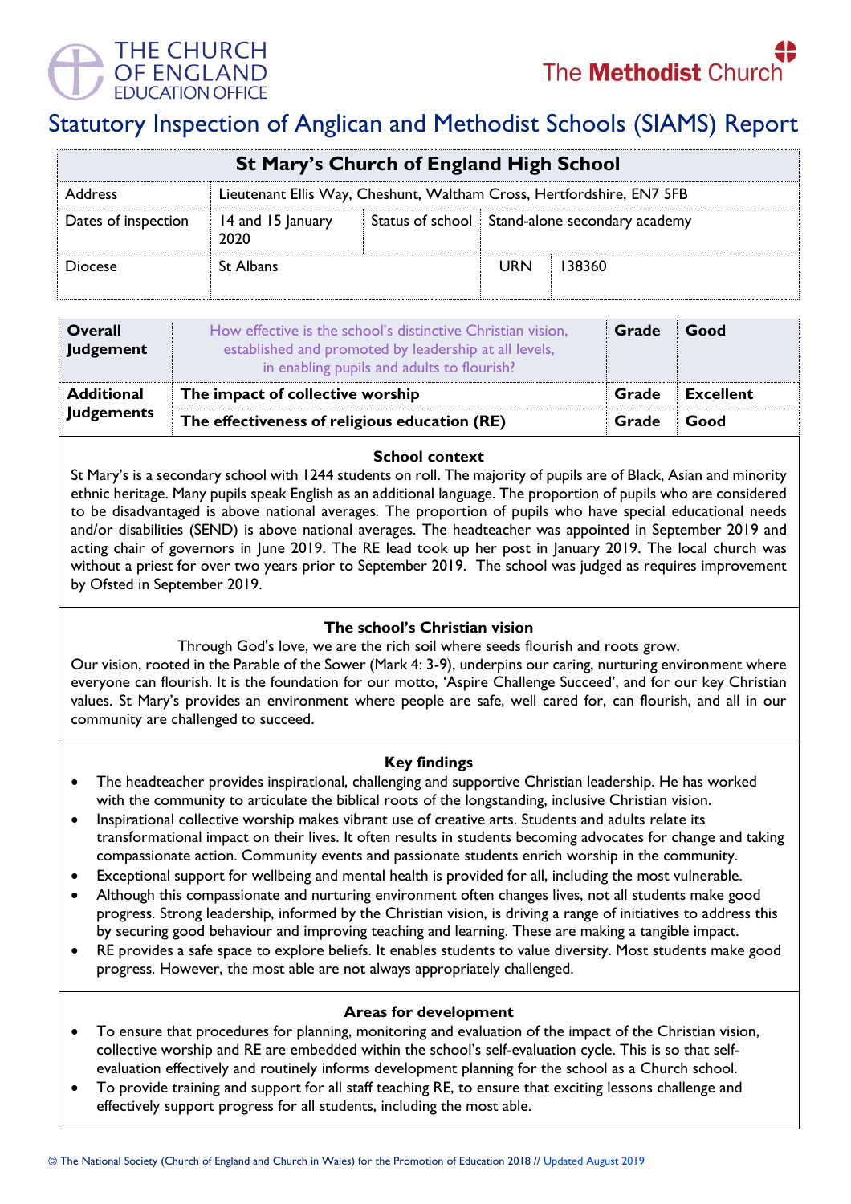THE CHURCH OF ENGLAND EDUCATION OFFICE

The Methodist Church

# Statutory Inspection of Anglican and Methodist Schools (SIAMS) Report

| St Mary's Church of England High School | | | | |
|---|---|---|---|---|
| Address | Lieutenant Ellis Way, Cheshunt, Waltham Cross, Hertfordshire, EN7 5FB | | | |
| Dates of inspection | 14 and 15 January 2020 | Status of school | Stand-alone secondary academy | |
| Diocese | St Albans | | URN | 138360 |

| Overall Judgement | How effective is the school's distinctive Christian vision, established and promoted by leadership at all levels, in enabling pupils and adults to flourish? | Grade | Good |
|---|---|---|---|
| Additional Judgements | The impact of collective worship | Grade | Excellent |
| | The effectiveness of religious education (RE) | Grade | Good |

### School context

St Mary's is a secondary school with 1244 students on roll. The majority of pupils are of Black, Asian and minority ethnic heritage. Many pupils speak English as an additional language. The proportion of pupils who are considered to be disadvantaged is above national averages. The proportion of pupils who have special educational needs and/or disabilities (SEND) is above national averages. The headteacher was appointed in September 2019 and acting chair of governors in June 2019. The RE lead took up her post in January 2019. The local church was without a priest for over two years prior to September 2019. The school was judged as requires improvement by Ofsted in September 2019.

### The school's Christian vision

Through God's love, we are the rich soil where seeds flourish and roots grow.

Our vision, rooted in the Parable of the Sower (Mark 4: 3-9), underpins our caring, nurturing environment where everyone can flourish. It is the foundation for our motto, 'Aspire Challenge Succeed', and for our key Christian values. St Mary's provides an environment where people are safe, well cared for, can flourish, and all in our community are challenged to succeed.

### Key findings

- The headteacher provides inspirational, challenging and supportive Christian leadership. He has worked with the community to articulate the biblical roots of the longstanding, inclusive Christian vision.
- Inspirational collective worship makes vibrant use of creative arts. Students and adults relate its transformational impact on their lives. It often results in students becoming advocates for change and taking compassionate action. Community events and passionate students enrich worship in the community.
- Exceptional support for wellbeing and mental health is provided for all, including the most vulnerable.
- Although this compassionate and nurturing environment often changes lives, not all students make good progress. Strong leadership, informed by the Christian vision, is driving a range of initiatives to address this by securing good behaviour and improving teaching and learning. These are making a tangible impact.
- RE provides a safe space to explore beliefs. It enables students to value diversity. Most students make good progress. However, the most able are not always appropriately challenged.

### Areas for development

- To ensure that procedures for planning, monitoring and evaluation of the impact of the Christian vision, collective worship and RE are embedded within the school's self-evaluation cycle. This is so that self-evaluation effectively and routinely informs development planning for the school as a Church school.
- To provide training and support for all staff teaching RE, to ensure that exciting lessons challenge and effectively support progress for all students, including the most able.

© The National Society (Church of England and Church in Wales) for the Promotion of Education 2018 // Updated August 2019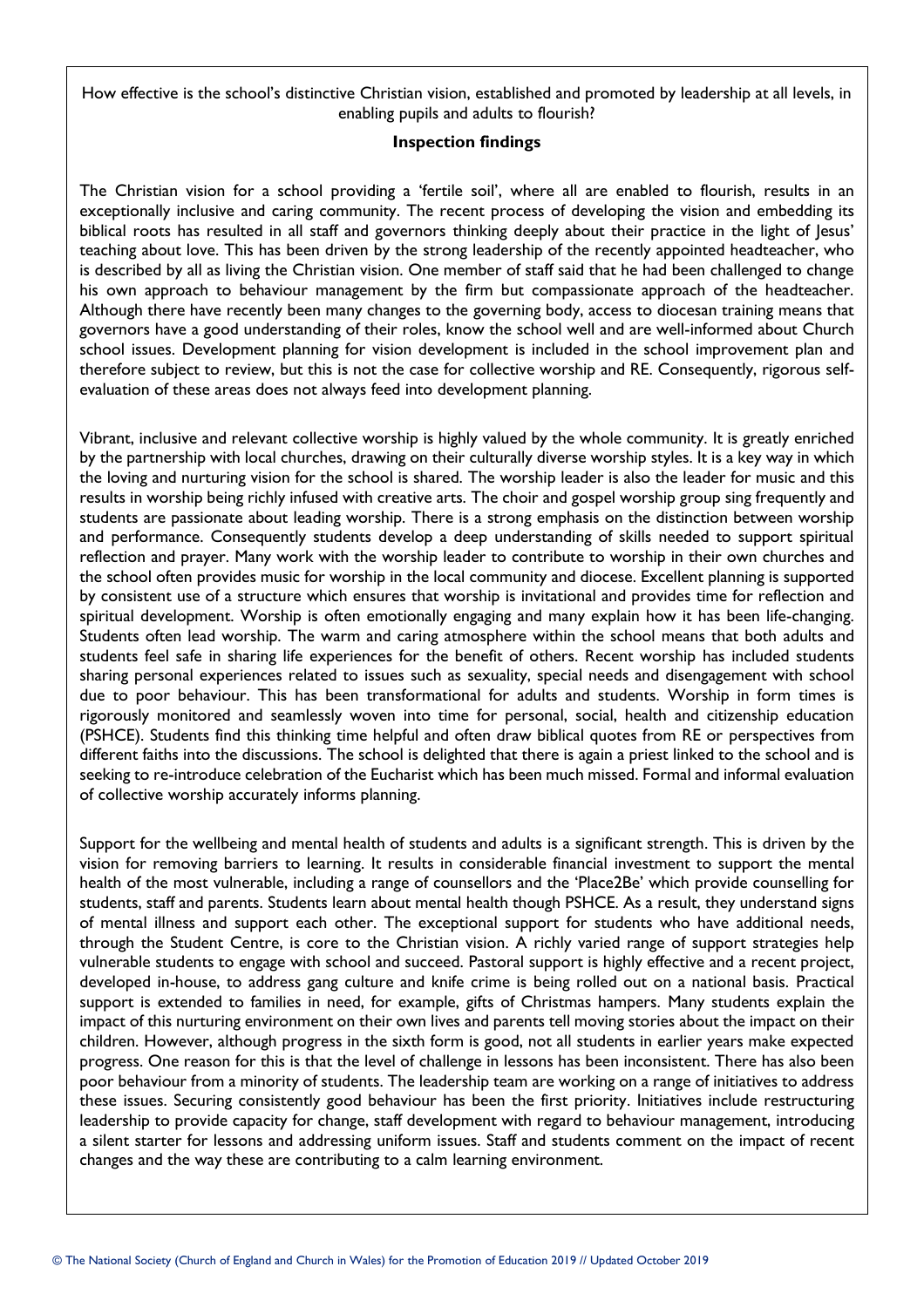How effective is the school's distinctive Christian vision, established and promoted by leadership at all levels, in enabling pupils and adults to flourish?

**Inspection findings**

The Christian vision for a school providing a 'fertile soil', where all are enabled to flourish, results in an exceptionally inclusive and caring community. The recent process of developing the vision and embedding its biblical roots has resulted in all staff and governors thinking deeply about their practice in the light of Jesus' teaching about love. This has been driven by the strong leadership of the recently appointed headteacher, who is described by all as living the Christian vision. One member of staff said that he had been challenged to change his own approach to behaviour management by the firm but compassionate approach of the headteacher. Although there have recently been many changes to the governing body, access to diocesan training means that governors have a good understanding of their roles, know the school well and are well-informed about Church school issues. Development planning for vision development is included in the school improvement plan and therefore subject to review, but this is not the case for collective worship and RE. Consequently, rigorous self-evaluation of these areas does not always feed into development planning.

Vibrant, inclusive and relevant collective worship is highly valued by the whole community. It is greatly enriched by the partnership with local churches, drawing on their culturally diverse worship styles. It is a key way in which the loving and nurturing vision for the school is shared. The worship leader is also the leader for music and this results in worship being richly infused with creative arts. The choir and gospel worship group sing frequently and students are passionate about leading worship. There is a strong emphasis on the distinction between worship and performance. Consequently students develop a deep understanding of skills needed to support spiritual reflection and prayer. Many work with the worship leader to contribute to worship in their own churches and the school often provides music for worship in the local community and diocese. Excellent planning is supported by consistent use of a structure which ensures that worship is invitational and provides time for reflection and spiritual development. Worship is often emotionally engaging and many explain how it has been life-changing. Students often lead worship. The warm and caring atmosphere within the school means that both adults and students feel safe in sharing life experiences for the benefit of others. Recent worship has included students sharing personal experiences related to issues such as sexuality, special needs and disengagement with school due to poor behaviour. This has been transformational for adults and students. Worship in form times is rigorously monitored and seamlessly woven into time for personal, social, health and citizenship education (PSHCE). Students find this thinking time helpful and often draw biblical quotes from RE or perspectives from different faiths into the discussions. The school is delighted that there is again a priest linked to the school and is seeking to re-introduce celebration of the Eucharist which has been much missed. Formal and informal evaluation of collective worship accurately informs planning.

Support for the wellbeing and mental health of students and adults is a significant strength. This is driven by the vision for removing barriers to learning. It results in considerable financial investment to support the mental health of the most vulnerable, including a range of counsellors and the 'Place2Be' which provide counselling for students, staff and parents. Students learn about mental health though PSHCE. As a result, they understand signs of mental illness and support each other. The exceptional support for students who have additional needs, through the Student Centre, is core to the Christian vision. A richly varied range of support strategies help vulnerable students to engage with school and succeed. Pastoral support is highly effective and a recent project, developed in-house, to address gang culture and knife crime is being rolled out on a national basis. Practical support is extended to families in need, for example, gifts of Christmas hampers. Many students explain the impact of this nurturing environment on their own lives and parents tell moving stories about the impact on their children. However, although progress in the sixth form is good, not all students in earlier years make expected progress. One reason for this is that the level of challenge in lessons has been inconsistent. There has also been poor behaviour from a minority of students. The leadership team are working on a range of initiatives to address these issues. Securing consistently good behaviour has been the first priority. Initiatives include restructuring leadership to provide capacity for change, staff development with regard to behaviour management, introducing a silent starter for lessons and addressing uniform issues. Staff and students comment on the impact of recent changes and the way these are contributing to a calm learning environment.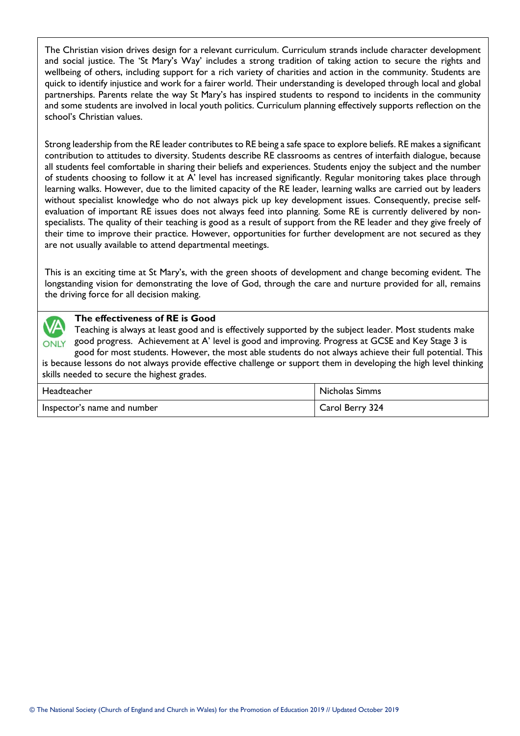The Christian vision drives design for a relevant curriculum. Curriculum strands include character development and social justice. The 'St Mary's Way' includes a strong tradition of taking action to secure the rights and wellbeing of others, including support for a rich variety of charities and action in the community. Students are quick to identify injustice and work for a fairer world. Their understanding is developed through local and global partnerships. Parents relate the way St Mary's has inspired students to respond to incidents in the community and some students are involved in local youth politics. Curriculum planning effectively supports reflection on the school's Christian values.

Strong leadership from the RE leader contributes to RE being a safe space to explore beliefs. RE makes a significant contribution to attitudes to diversity. Students describe RE classrooms as centres of interfaith dialogue, because all students feel comfortable in sharing their beliefs and experiences. Students enjoy the subject and the number of students choosing to follow it at A' level has increased significantly. Regular monitoring takes place through learning walks. However, due to the limited capacity of the RE leader, learning walks are carried out by leaders without specialist knowledge who do not always pick up key development issues. Consequently, precise self-evaluation of important RE issues does not always feed into planning. Some RE is currently delivered by non-specialists. The quality of their teaching is good as a result of support from the RE leader and they give freely of their time to improve their practice. However, opportunities for further development are not secured as they are not usually available to attend departmental meetings.

This is an exciting time at St Mary's, with the green shoots of development and change becoming evident. The longstanding vision for demonstrating the love of God, through the care and nurture provided for all, remains the driving force for all decision making.

VA ONLY

**The effectiveness of RE is Good**

Teaching is always at least good and is effectively supported by the subject leader. Most students make good progress. Achievement at A' level is good and improving. Progress at GCSE and Key Stage 3 is good for most students. However, the most able students do not always achieve their full potential. This is because lessons do not always provide effective challenge or support them in developing the high level thinking skills needed to secure the highest grades.

| | |
|---|---|
| Headteacher | Nicholas Simms |
| Inspector's name and number | Carol Berry 324 |

© The National Society (Church of England and Church in Wales) for the Promotion of Education 2019 // Updated October 2019